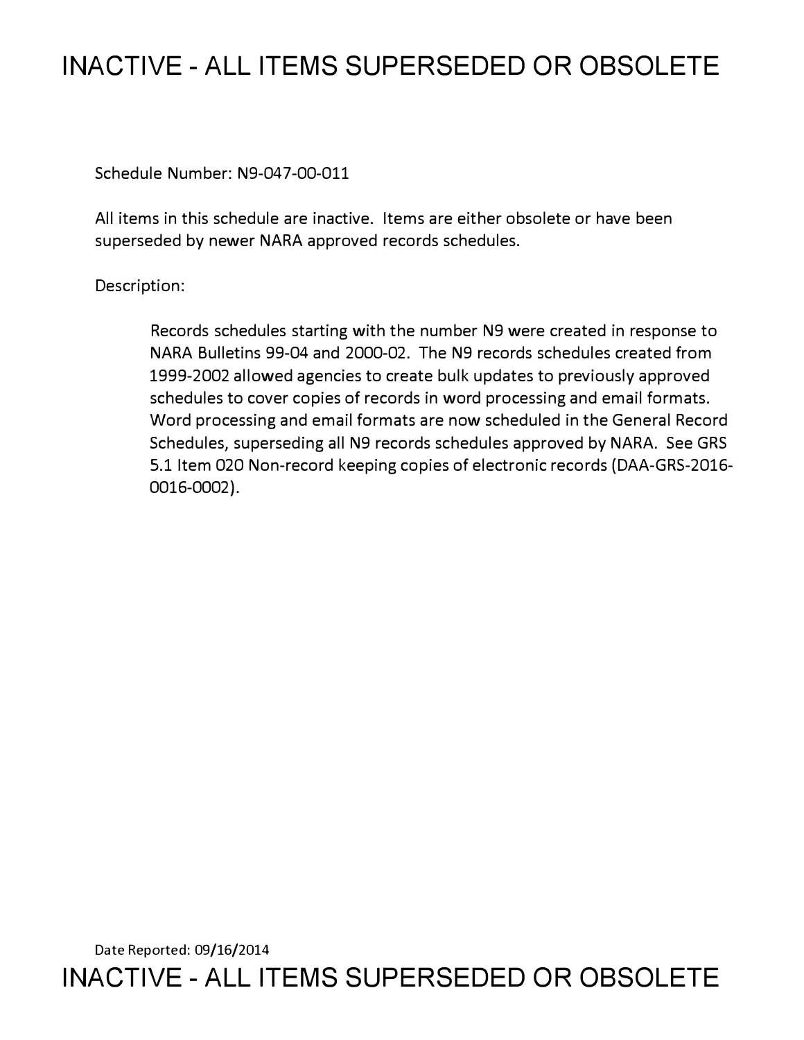# INACTIVE - ALL ITEMS SUPERSEDED OR OBSOLETE

Schedule Number: N9-047-00-011

All items in this schedule are inactive. Items are either obsolete or have been superseded by newer NARA approved records schedules.

Description:

> Records schedules starting with the number N9 were created in response to NARA Bulletins 99-04 and 2000-02. The N9 records schedules created from 1999-2002 allowed agencies to create bulk updates to previously approved schedules to cover copies of records in word processing and email formats. Word processing and email formats are now scheduled in the General Record Schedules, superseding all N9 records schedules approved by NARA. See GRS 5.1 Item 020 Non-record keeping copies of electronic records (DAA-GRS-2016-0016-0002).

Date Reported: 09/16/2014

# INACTIVE - ALL ITEMS SUPERSEDED OR OBSOLETE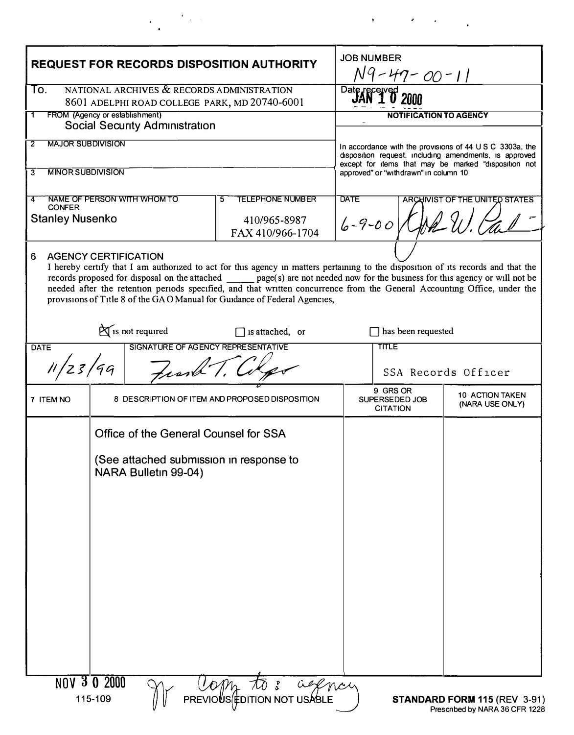# REQUEST FOR RECORDS DISPOSITION AUTHORITY

**JOB NUMBER** N9-47-00-11

**To.** NATIONAL ARCHIVES & RECORDS ADMINISTRATION
8601 ADELPHI ROAD COLLEGE PARK, MD 20740-6001

**Date received** JAN 10 2000

**1 FROM (Agency or establishment)**
Social Security Administration

**2 MAJOR SUBDIVISION**

**3 MINOR SUBDIVISION**

**NOTIFICATION TO AGENCY**

In accordance with the provisions of 44 U S C 3303a, the disposition request, including amendments, is approved except for items that may be marked "disposition not approved" or "withdrawn" in column 10

**4 NAME OF PERSON WITH WHOM TO CONFER**
Stanley Nusenko

**5 TELEPHONE NUMBER**
410/965-8987
FAX 410/966-1704

**DATE** 6-9-00

**ARCHIVIST OF THE UNITED STATES** [signature]

**6 AGENCY CERTIFICATION**

I hereby certify that I am authorized to act for this agency in matters pertaining to the disposition of its records and that the records proposed for disposal on the attached ______ page(s) are not needed now for the business for this agency or will not be needed after the retention periods specified, and that written concurrence from the General Accounting Office, under the provisions of Title 8 of the GAO Manual for Guidance of Federal Agencies,

☒ is not required ☐ is attached, or ☐ has been requested

| DATE | SIGNATURE OF AGENCY REPRESENTATIVE | TITLE |
|---|---|---|
| 11/23/99 | [signature] | SSA Records Officer |

| 7 ITEM NO | 8 DESCRIPTION OF ITEM AND PROPOSED DISPOSITION | 9 GRS OR SUPERSEDED JOB CITATION | 10 ACTION TAKEN (NARA USE ONLY) |
|---|---|---|---|
| | Office of the General Counsel for SSA<br><br>(See attached submission in response to NARA Bulletin 99-04) | | |

NOV 30 2000

Copy to: agency

115-109 PREVIOUS EDITION NOT USABLE

**STANDARD FORM 115** (REV 3-91)
Prescribed by NARA 36 CFR 1228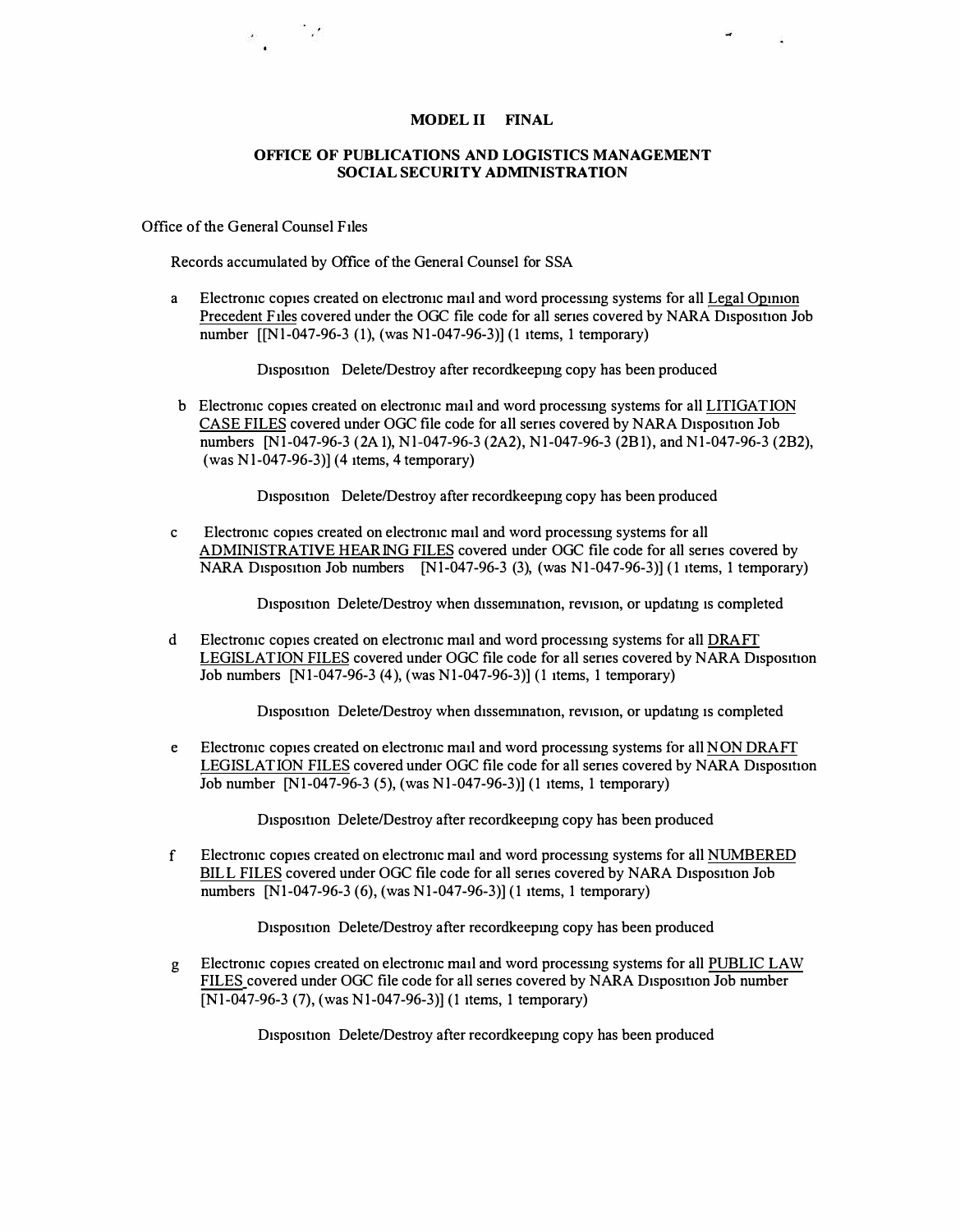**MODEL II FINAL**

**OFFICE OF PUBLICATIONS AND LOGISTICS MANAGEMENT**
**SOCIAL SECURITY ADMINISTRATION**

Office of the General Counsel Files

Records accumulated by Office of the General Counsel for SSA

a Electronic copies created on electronic mail and word processing systems for all <u>Legal Opinion Precedent Files</u> covered under the OGC file code for all series covered by NARA Disposition Job number [[N1-047-96-3 (1), (was N1-047-96-3)] (1 items, 1 temporary)

Disposition Delete/Destroy after recordkeeping copy has been produced

b Electronic copies created on electronic mail and word processing systems for all <u>LITIGATION CASE FILES</u> covered under OGC file code for all series covered by NARA Disposition Job numbers [N1-047-96-3 (2A1), N1-047-96-3 (2A2), N1-047-96-3 (2B1), and N1-047-96-3 (2B2), (was N1-047-96-3)] (4 items, 4 temporary)

Disposition Delete/Destroy after recordkeeping copy has been produced

c Electronic copies created on electronic mail and word processing systems for all <u>ADMINISTRATIVE HEARING FILES</u> covered under OGC file code for all series covered by NARA Disposition Job numbers [N1-047-96-3 (3), (was N1-047-96-3)] (1 items, 1 temporary)

Disposition Delete/Destroy when dissemination, revision, or updating is completed

d Electronic copies created on electronic mail and word processing systems for all <u>DRAFT LEGISLATION FILES</u> covered under OGC file code for all series covered by NARA Disposition Job numbers [N1-047-96-3 (4), (was N1-047-96-3)] (1 items, 1 temporary)

Disposition Delete/Destroy when dissemination, revision, or updating is completed

e Electronic copies created on electronic mail and word processing systems for all <u>NON DRAFT LEGISLATION FILES</u> covered under OGC file code for all series covered by NARA Disposition Job number [N1-047-96-3 (5), (was N1-047-96-3)] (1 items, 1 temporary)

Disposition Delete/Destroy after recordkeeping copy has been produced

f Electronic copies created on electronic mail and word processing systems for all <u>NUMBERED BILL FILES</u> covered under OGC file code for all series covered by NARA Disposition Job numbers [N1-047-96-3 (6), (was N1-047-96-3)] (1 items, 1 temporary)

Disposition Delete/Destroy after recordkeeping copy has been produced

g Electronic copies created on electronic mail and word processing systems for all <u>PUBLIC LAW FILES</u> covered under OGC file code for all series covered by NARA Disposition Job number [N1-047-96-3 (7), (was N1-047-96-3)] (1 items, 1 temporary)

Disposition Delete/Destroy after recordkeeping copy has been produced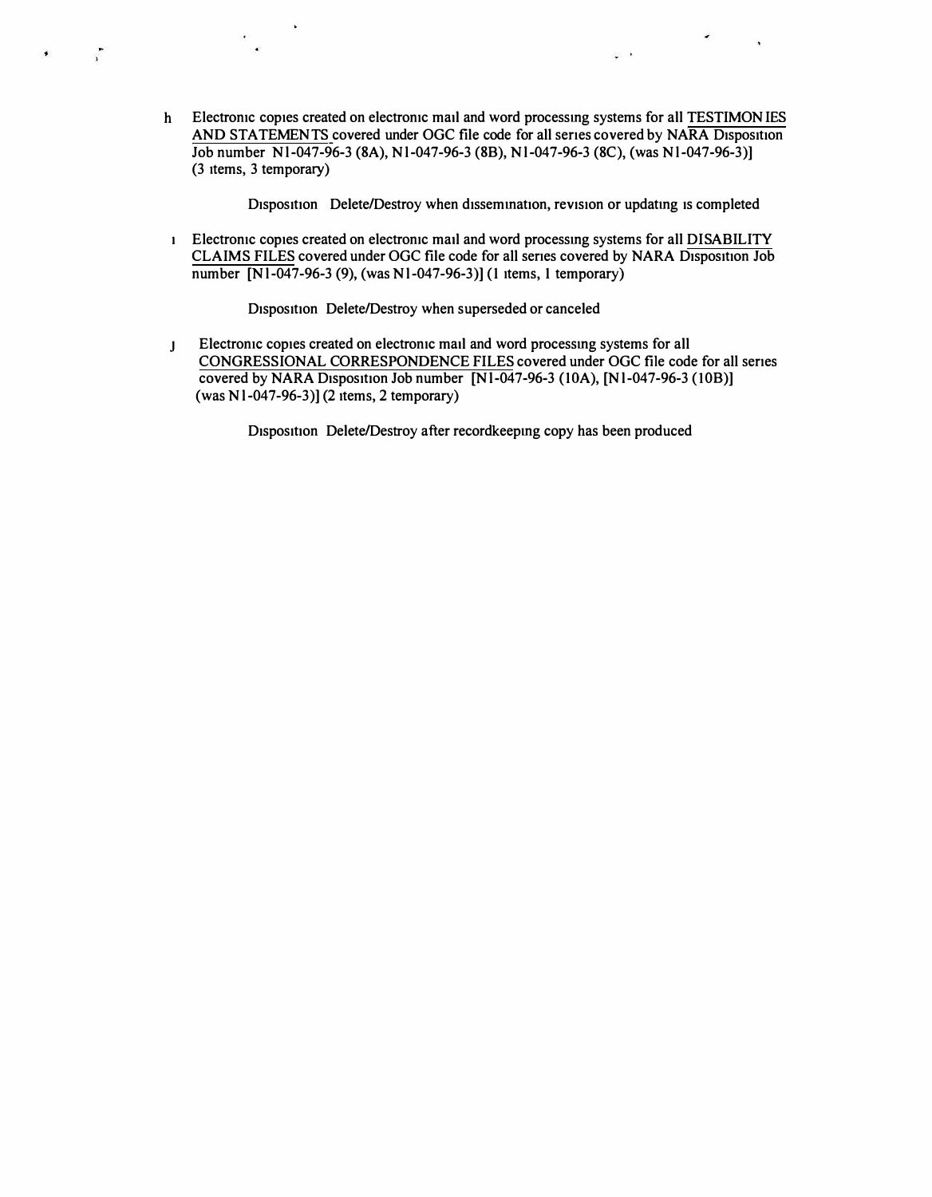h Electronic copies created on electronic mail and word processing systems for all TESTIMONIES AND STATEMENTS covered under OGC file code for all series covered by NARA Disposition Job number N1-047-96-3 (8A), N1-047-96-3 (8B), N1-047-96-3 (8C), (was N1-047-96-3)] (3 items, 3 temporary)

Disposition Delete/Destroy when dissemination, revision or updating is completed

i Electronic copies created on electronic mail and word processing systems for all DISABILITY CLAIMS FILES covered under OGC file code for all series covered by NARA Disposition Job number [N1-047-96-3 (9), (was N1-047-96-3)] (1 items, 1 temporary)

Disposition Delete/Destroy when superseded or canceled

j Electronic copies created on electronic mail and word processing systems for all CONGRESSIONAL CORRESPONDENCE FILES covered under OGC file code for all series covered by NARA Disposition Job number [N1-047-96-3 (10A), [N1-047-96-3 (10B)] (was N1-047-96-3)] (2 items, 2 temporary)

Disposition Delete/Destroy after recordkeeping copy has been produced